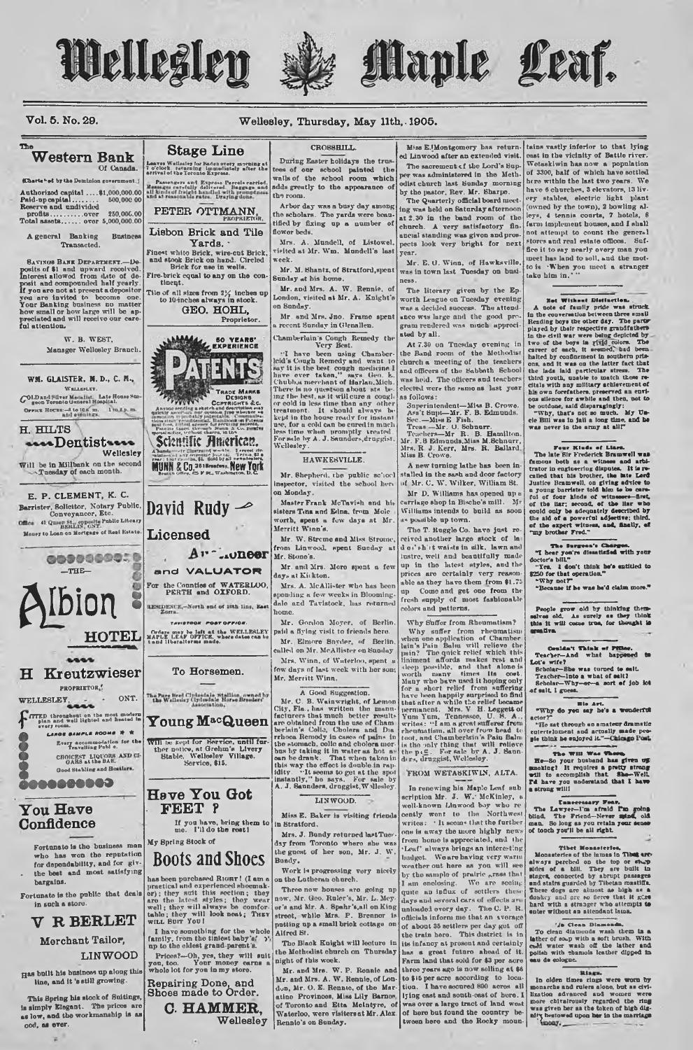# Wellesley Maple Leaf.

Vol. 5. No. 29. Wellesley, Thursday, May 11th, 1905.

## The Western Bank Of Canada.

(Chartered by the Dominion government.)

Authorized capital ....$1,000,000.00
Paid-up capital........ 500,000.00
Reserve and undivided profits..........over 250,000.00
Total assets........over 5,000,000.00

A general Banking Business Transacted.

SAVINGS BANK DEPARTMENT.—Deposits of $1 and upward received. Interest allowed from date of deposit and compounded half yearly. If you are not at present a depositor you are invited to become one. Your Banking business no matter how small or how large will be appreciated and will receive our careful attention.

W. B. WEST, Manager Wellesley Branch.

---

**WM. GLAISTER, M. D., C. M.,** WELLESLEY.

GOLD and Silver Medallist. Late House Surgeon Toronto General Hospital.

OFFICE HOURS—8 to 10 a. m. 1 to 3 p. m. and evenings.

---

**H. HILTS**

**Dentist** Wellesley

Will be in Millbank on the second Tuesday of each month.

---

**E. P. CLEMENT, K. C.**

Barrister, Solicitor, Notary Public, Conveyancer, Etc.

Office 41 Queen St., opposite Public Library BERLIN, ONT.

Money to Loan on Mortgage of Real Estate.

---

## —THE— Albion HOTEL

**H Kreutzwieser** PROPRIETOR.

WELLESLEY, ONT.

FITTED throughout on the most modern plan and well lighted and heated in every room.

LARGE SAMPLE ROOMS

Every accommodation for the Travelling Public.

CHOICEST LIQUORS AND CIGARS at the BAR.

Good Stabling and Hostlers.

---

## You Have Confidence

Fortunate is the business man who has won the reputation for dependability, and for giving the best and most satisfying bargains.

Fortunate is the public that deals in such a store.

## V R BERLET

Merchant Tailor, LINWOOD

Has built his business up along this line, and it 's still growing.

This Spring his stock of Suitings, is simply Elegant. The prices are as low, and the workmanship is as good, as ever.

---

## Stage Line

Leaves Wellesley for Baden every morning at 7 o'clock returning immediately after the arrival of the Toronto Express.

Passengers and Express Parcels carried. Messages carefully delivered. Baggage and all kinds of freight handled with promptness and at reasonable rates. Drayingdone.

**PETER OTTMANN,** PROPRIETOR.

---

## Lisbon Brick and Tile Yards.

Finest white Brick, wire-cut Brick, and stock Brick on hand. Circled Brick for use in wells.

Fire-brick equal to any on the continent.

Tile of all sizes from 2½ inches up to 10-inches always in stock.

**GEO. HOHL,** Proprietor.

---

50 YEARS' EXPERIENCE

PATENTS

TRADE MARKS DESIGNS COPYRIGHTS &c.

Anyone sending a sketch and description may quickly ascertain our opinion free whether an invention is probably patentable. Communications strictly confidential. Handbook on Patents sent free. Oldest agency for securing patents. Patents taken through Munn & Co. receive special notice, without charge, in the

**Scientific American.**

A handsomely illustrated weekly. Largest circulation of any scientific journal. Terms, $3 a year; four months, $1. Sold by all newsdealers.

MUNN & Co. 361 Broadway, New York
Branch Office, 625 F St., Washington, D. C.

---

## David Rudy

## Licensed Auctioneer and VALUATOR

For the Counties of WATERLOO, PERTH and OXFORD.

RESIDENCE,—North end of 18th line, East Zorra.

TAVISTOCK POST OFFICE.

Orders may be left at the WELLESLEY MAPLE LEAF OFFICE, where dates can be had and liberal terms made.

---

## To Horsemen.

The Pure Bred Clydesdale Stallion, owned by the Wellesley Clydesdale Horse Breeders' Association,

## Young MacQueen

Will be kept for Service, until further notice, at Grehm's Livery Stable, Wellesley Village. Service, $15.

---

## Have You Got FEET ?

If you have, bring them to me. I'll do the rest!

My Spring Stock of

## Boots and Shoes

has been purchased RIGHT! (I am a practical and experienced shoemaker); they suit this section; they are the latest styles; they wear well; they will always be comfortable; they will look neat; THEY WILL SUIT YOU!

I have something for the whole family, from the tiniest baby's' up to the oldest grand-parent's.

Prices?—Oh, yes, they will suit you, too. Your money earns a whole lot for you in my store.

Repairing Done, and Shoes made to Order.

**C. HAMMER,** Wellesley

---

### CROSSHILL.

During Easter holidays the trustees of our school painted the walls of the school room which adds greatly to the appearance of the room.

Arbor day was a busy day among the scholars. The yards were beautified by fixing up a number of flower beds.

Mrs. A. Mundell, of Listowel, visited at Mr. Wm. Mundell's last week.

Mr. M. Shantz, of Stratford, spent Sunday at his home.

Mr. and Mrs. A. W. Rennie, of London, visited at Mr. A. Knight's on Sunday.

Mr. and Mrs. Jno. Frame spent a recent Sunday in Glenallen.

**Chamberlain's Cough Remedy the Very Best.**

"I have been using Chamberlain's Cough Remedy and want to say it is the best cough medicine I have ever taken," says Geo. L. Chubb, a merchant of Harlan, Mich. There is no question about its being the best, as it will cure a cough or cold in less time than any other treatment. It should always be kept in the house ready for instant use, for a cold can be cured in much less time when promptly treated. For sale by A. J. Saunders, druggist, Wellesley.

### HAWKESVILLE.

Mr. Shepherd, the public school inspector, visited the school here on Monday.

Master Frank McTavish and his sisters Tina and Edna, from Molesworth, spent a few days at Mr. Merritt Winn's.

Mr. W. Strome and Miss Strome, from Linwood, spent Sunday at Mr. Stone's.

Mr. and Mrs. More spent a few days at Kirkton.

Mrs. A. McAllister who has been spending a few weeks in Bloomingdale and Tavistock, has returned home.

Mr. Gordon Moyer, of Berlin, paid a flying visit to friends here.

Mr. Elmore Snyder, of Berlin, called on Mr. McAllister on Sunday.

Mrs. Winn, of Waterloo, spent a few days of last week with her son, Mr. Merritt Winn.

**A Good Suggestion.**

Mr. C. B. Wainwright, of Lemon City, Fla., has written the manufacturers that much better results are obtained from the use of Chamberlain's Colic, Cholera and Diarrhoea Remedy in cases of pains in the stomach, colic and cholera morbus by taking it in water as hot as can be drank. That when taken in this way the effect is double in rapidity. "It seems to get at the spot instantly," he says. For sale by A. J. Saunders, druggist, Wellesley.

### LINWOOD.

Miss E. Baker is visiting friends in Stratford.

Mrs. J. Bundy returned last Tuesday from Toronto where she was the guest of her son, Mr. J. W. Bundy.

Work is progressing very nicely on the Lutheran church.

Three new houses are going up now, Mr. Geo. Ruler's, Mr. L. Meyer's and Mr. A. Spahr's, all on King street, while Mr. P. Brenner is putting up a small brick cottage on Alfred St.

The Black Knight will lecture in the Methodist church on Thursday night of this week.

Mr. and Mrs. W. P. Rennie and Mr. and Mrs. A. W. Rennie, of London, Mr. O. E. Rennie, of the Maritime Provinces, Miss Lily Barnes, of Toronto and Etta McIntyre, of Waterloo, were visitors at Mr. Alex Rennie's on Sunday.

Miss E. Montgomery has returned to Linwood after an extended visit.

The sacrament of the Lord's Supper was administered in the Methodist church last Sunday morning by the pastor, Rev. Mr. Sharpe.

The Quarterly official board meeting was held on Saturday afternoon at 2.30 in the band room of the church. A very satisfactory financial standing was given and prospects look very bright for next year.

Mr. E. U. Winn, of Hawkesville, was in town last Tuesday on business.

The literary given by the Epworth League on Tuesday evening was a decided success. The attendance was large and the good program rendered was much appreciated by all.

At 7.30 on Tuesday evening in the Band room of the Methodist church a meeting of the teachers and officers of the Sabbath School was held. The officers and teachers elected were the same as last year as follows:

Superintendent—Miss B. Crowe.
Ass't Supt—Mr. F. B. Edmunds.
Sec.—Miss E. Fish.
Treas.—Mr. O. Schnurr.
Teachers—Mr R. B. Hamilton, Mr. F. B Edmunds, Miss M. Schnurr, Mrs. R. J. Kerr, Mrs. R. Ballard, Miss B. Crowe.

A new turning lathe has been installed in the sash and door factory of Mr. C. W. Wilker, William St.

Mr D. Williams has opened up a carriage shop in Bische's mill. Mr Williams intends to build as soon as possible up town.

The T. Ruggle Co. have just received another large stock of ladies' shirt waists in silk, lawn and lustre, well and beautifully made up in the latest styles, and the prices are certainly very reasonable as they have them from $1.75 up. Come and get one from the fresh supply of most fashionable colors and patterns.

**Why Suffer from Rheumatism?**

Why suffer from rheumatism when one application of Chamberlain's Pain Balm will relieve the pain? The quick relief which this liniment affords makes rest and sleep possible, and that alone is worth many times its cost. Many who have used it hoping only for a short relief from suffering have been happily surprised to find that after a while the relief became permanent. Mrs. V. H. Leggett of Yum Yum, Tennessee, U. S. A., writes: "I am a great sufferer from rheumatism, all over from head to foot, and Chamberlain's Pain Balm is the only thing that will relieve the pain." For sale by A. J. Saunders, druggist, Wellesley.

### FROM WETASKIWIN, ALTA.

In renewing his Maple Leaf subscription Mr. J. W. McKinley, a well-known Linwood boy who recently went to the Northwest writes: "It seems that the further one is away the more highly news from home is appreciated, and the 'Leaf' always brings an interesting budget. We are having very warm weather out here as you will see by the sample of prairie grass that I am enclosing. We are seeing quite an influx of settlers these days and several cars of effects are unloaded every day. The C. P. R. officials inform me that an average of about 35 settlers per day get off the train here. This district is in its infancy at present and certainly has a great future ahead of it. Farm land that sold for $3 per acre three years ago is now selling at $8 to $15 per acre according to location. I have secured 800 acres all lying east and south-east of here. I was over a large tract of land west of here but found the country between here and the Rocky mountains vastly inferior to that lying east in the vicinity of Battle river. Wetaskiwin has now a population of 3300, half of which have settled here within the last two years. We have 6 churches, 3 elevators, 13 livery stables, electric light plant (owned by the town), 2 bowling alleys, 4 tennis courts, 7 hotels, 8 farm implement houses, and I shall not attempt to count the general stores and real estate offices. Suffice it to say nearly every man you meet has land to sell, and the motto is 'When you meet a stranger take him in.'"

---

**Not Without Distinction.**

A note of family pride was struck in the conversation between three small Reading boys the other day. The parts played by their respective grandfathers in the civil war were being depicted by two of the boys in vivid colors. The career of each, it seemed, had been halted by confinement in southern prisons, and it was on the latter fact that the lads laid particular stress. The third youth, unable to match these recitals with any military achievement of his own forefathers, preserved an envious silence for awhile and then, not to be outdone, said disparagingly:

"Why, that's not so much. My Uncle Bill was in jail a long time, and he was never in the army at all!"

**Four Kinds of Liars.**

The late Sir Frederick Bramwell was famous both as a witness and arbitrator in engineering disputes. It is recalled that his brother, the late Lord Justice Bramwell, on giving advice to a young barrister told him to be careful of four kinds of witnesses—first, of the liar; second, of the liar who could only be adequately described by the aid of a powerful adjective; third, of the expert witness, and, finally, of "my brother Fred."

**The Surgeon's Charges.**

"I hear you're dissatisfied with your doctor's bill."

"Yes. I don't think he's entitled to $250 for that operation."

"Why not?"

"Because if he was he'd claim more."

People grow old by thinking themselves old. As surely as they think this it will come true, for thought is creative.

**Couldn't Think of Pillar.**

Teacher—And what happened to Lot's wife?

Scholar—She was turned to salt.

Teacher—Into a what of salt?

Scholar—Why—er—a sort of job lot of salt, I guess.

**His Art.**

"Why do you say he's a wonderful actor?"

"He sat through an amateur dramatic entertainment and actually made people think he enjoyed it."—Chicago Post.

**The Will Was There.**

He—So your husband has given up smoking? It requires a pretty strong will to accomplish that. She—Well, I'd have you understand that I have a strong will!

**Unnecessary Fear.**

The Lawyer—I'm afraid I'm going blind. The Friend—Never mind, old man. So long as you retain your sense of touch you'll be all right.

**Tibet Monasteries.**

Monasteries of the lamas in Tibet are always perched on the top or steep sides of a hill. They are built in stages, connected by abrupt passages and stairs guarded by Tibetan mastiffs. These dogs are almost as high as a donkey and are so fierce that it goes hard with a stranger who attempts to enter without an attendant lama.

**To Clean Diamonds.**

To clean diamonds wash them in a lather of soap with a soft brush. With cold water wash off the lather and polish with chamois leather dipped in eau de cologne.

**Rings.**

In olden times rings were worn by monarchs and rulers alone, but as civilization advanced and women were more chivalrously regarded the ring was given her as the token of high dignity bestowed upon her in the marriage ceremony.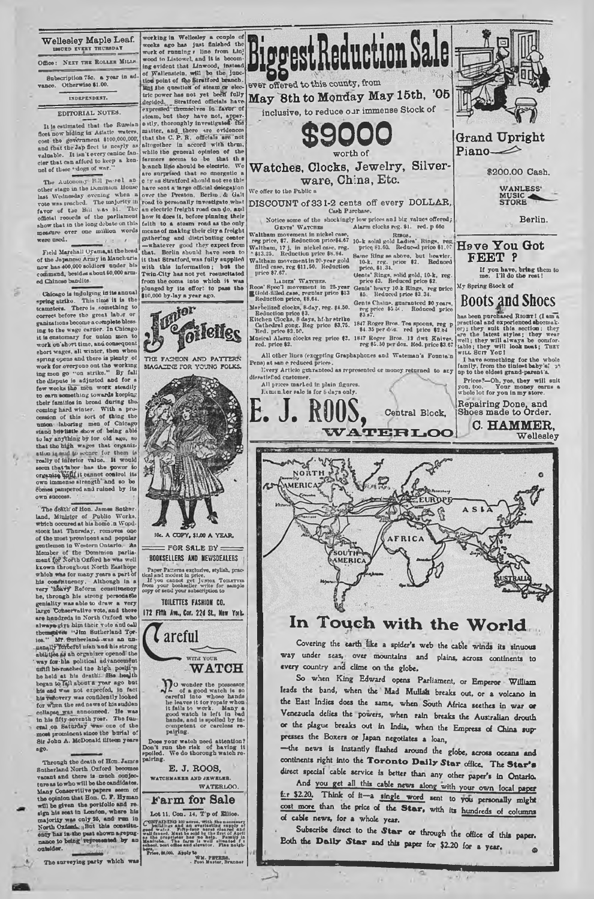# Wellesley Maple Leaf.

ISSUED EVERY THURSDAY

Office: NEXT THE ROLLER MILLS.

Subscription 75c. a year in advance. Otherwise $1.00.

INDEPENDENT.

## EDITORIAL NOTES.

It is estimated that the Russian fleet now hiding in Asiatic waters, cost the government $100,000,000, and that the Jap fleet is nearly as valuable. It isn't every canine fancier that can afford to keep a kennel of these "dogs of war."

The Autonomy Bill passed another stage in the Dominion House last Wednesday evening when a vote was reached. The majority in favor of the Bill was 81. The official records of the parliament show that in the long debate on this measure over one million words were used.

Field Marshall Oyama, at the head of the Japanese Army in Manchuria now has 400,000 soldiers under his command, besides about 50,000 armed Chinese bandits.

Chicago is indulging in its annual spring strike. This time it is the teamsters. There is something to correct before the great labor organizations become a complete blessing to the wage earner. In Chicago it is customary for union men to work on short time, and consequent short wages, all winter, then when spring opens and there is plenty of work for everyone out the working ing men go "on strike." By fall the dispute is adjusted and for a few weeks the men work steadily to earn something towards keeping their families in bread during the coming hard winter. With a procession of this sort of thing the union laboring men of Chicago stand but little show of being able to lay anything by for old age, so that the high wages that organization is said to secure for them is really of inferior value. It would seem that labor has the power to organize but it cannot control its own immense strength and so becomes pampered and ruined by its own success.

The death of Hon. James Sutherland, Minister of Public Works, which occured at his home in Woodstock last Thursday, removes one of the most prominent and popular gentlemen in Western Ontario. As Member of the Dominion parliament for North Oxford he was well known throughout North Easthope which was for many years a part of his constituency. Although in a very "heavy" Reform constituency he, through his strong personable geniality was able to draw a very large Conservative vote, and there are hundreds in North Oxford who always give him their vote and call themselves "Jim Sutherland Tories." Mr. Sutherland was an unusually forceful man and his strong abilities as an organizer opened the way for his political advancement until he reached the high position he held at his death. His health began to fail about a year ago but his end was not expected, in fact his recovery was confidently looked for when the sad news of his sudden collapse was announced. He was in his fifty-seventh year. The funeral on Saturday was one of the most prominent since the burial of Sir John A. McDonald fifteen years ago.

Through the death of Hon. James Sutherland North Oxford becomes vacant and there is much conjecture as to who will be the candidates. Many Conservative papers seem of the opinion that Hon. C. F. Hyman will be given the portfolio and resign his seat in London, where his majority was only 25, and run in North Oxford. But this constituency has in the past shown a repugnance to being represented by an outsider.

The surveying party which was working in Wellesley a couple of weeks ago has just finished the work of running a line from Linwood to Listowel, and it is becoming evident that Linwood, instead of Wallenstein, will be the junction point of the Stratford branch. But the question of steam or electric power has not yet been fully decided. Stratford officials have expressed themselves in favor of steam, but they have not, apparently, thoroughly investigated the matter, and there are evidences that the C. P. R. officials are not altogether in accord with them, while the general opinion of the farmers seems to be that the branch line should be electric. We are surprised that so energetic a city as Stratford should not ere this have sent a large official delegation over the Preston, Berlin & Galt road to personally investigate what an electric freight road can do, and how it does it, before pinning their faith to a steam road as the only means of making their city a freight gathering and distributing center —whatever good they expect from that. Berlin should have seen to it that Stratford was fully supplied with this information; but the Twin-City has not yet resuscitated from the coma into which it was plunged by its effort to pass the $10,000 by-law a year ago.

---

# Junior Toilettes

THE FASHION AND PATTERN MAGAZINE FOR YOUNG FOLKS.

10c. A COPY, $1.00 A YEAR.

FOR SALE BY

BOOKSELLERS AND NEWSDEALERS

Paper Patterns exclusive, stylish, practical and modest in price.

If you cannot get JUNIOR TOILETTES from your bookseller write for sample copy or send your subscription to

TOILETTES FASHION CO.

172 Fifth Ave., Cor. 22d St., New York.

---

# Careful

WITH YOUR

## WATCH

No wonder the possessor of a good watch is so careful into whose hands he leaves it for repair when it fails to work. Many a good watch is left in bad hands, and is spoiled by incompetent or careless repairing.

Does your watch need attention? Don't run the risk of having it spoiled. We do thorough watch repairing.

E. J. ROOS,

WATCHMAKER AND JEWELER.

WATERLOO.

---

# Farm for Sale

Lot 11, Con. 14, T'p of Ellice.

CONTAINING 100 acres, with the necessary buildings and an everlasting supply of good water. Fifty-four acres cleared and well fenced. Must be sold by the first of April as the proprietor has no help. Family in Manitoba. The farm is well situated for school, post office and elevator. Fine neighbors.

Price, $6,000. Apply to

WM. PETERS, Post Master, Brunner

---

# Biggest Reduction Sale

ever offered to this county, from

## May 8th to Monday May 15th, '05

inclusive, to reduce our immense Stock of

# $9000

worth of

## Watches, Clocks, Jewelry, Silverware, China, Etc.

We offer to the Public a

DISCOUNT of 33 1-2 cents off every DOLLAR,

Cash Purchase.

Notice some of the shockingly low prices and big values offered;

GENTS' WATCHES

Waltham movement in nickel case, reg price, $7. Reduction price $4.67

Waltham, 17 j. in nickel case, reg. $13.25. Reduction price $8.84.

Waltham movement in 20-year gold filled case, reg $11.50. Reduction price $7.67.

LADIES' WATCHES.

Roos' Spec'l movement in 25-year Gold-filled case, regular price $13 Reduction price, $8.64.

Marbelized clocks, 8-day, reg. $4.50. Reduction price $3.

Kitchen Clocks, 8 days, hf-hr strike Cathedral gong. Reg price $3.75. Red. price $2.50.

Musical Alarm clocks reg price $3. red. price $2.

Alarm clocks reg. $1. red. p 66c

RINGS.

10-k solid gold Ladies' Rings, reg. price $1.50. Reduced price $1.00

Same Ring as above, but heavier. 10-k. reg. price $2. Reduced price, $1.34.

Gents' Rings, solid gold, 10-k, reg. price $3. Reduced price $2.

Gents' heavy 10-k Rings, reg price $5. Reduced price $3.34.

Gents Chains, guaranteed 10 years, reg price $5.50. Reduced price $3.67

1847 Roger Bros. Tea spoons, reg p $4.35 per doz. red price $2.84

1847 Roger Bros. 12 dwt Knives, reg $5.50 per doz. Red. price $3.67

All other lines (excepting Graphaphones and Wateman's Fountain Pens) at same reduced prices.

Every Article guaranteed as represented or money returned to any dissatisfied customer.

All prices marked in plain figures.

Remember sale is for 8 days only.

# E. J. ROOS,

Central Block,

WATERLOO

---

# Grand Upright Piano

$200.00 Cash.

WANLESS' MUSIC STORE

Berlin.

---

# Have You Got FEET ?

If you have, bring them to me. I'll do the rest!

My Spring Stock of

## Boots and Shoes

has been purchased RIGHT! (I am a practical and experienced shoemaker); they suit this section; they are the latest styles; they wear well; they will always be comfortable; they will look neat; THEY WILL SUIT YOU!

I have something for the whole family, from the tiniest baby's' up to the oldest grand-parent's.

Prices?—Oh, yes, they will suit you, too. Your money earns a whole lot for you in my store.

Repairing Done, and Shoes made to Order.

C. HAMMER,

Wellesley

---

# In Touch with the World

Covering the earth like a spider's web the cable winds its sinuous way under seas, over mountains and plains, across continents to every country and clime on the globe.

So when King Edward opens Parliament, or Emperor William leads the band, when the Mad Mullah breaks out, or a volcano in the East Indies does the same, when South Africa seethes in war or Venezuela defies the powers, when rain breaks the Australian drouth or the plague breaks out in India, when the Empress of China suppresses the Boxers or Japan negotiates a loan,

—the news is instantly flashed around the globe, across oceans and continents right into the **Toronto Daily Star** office. The **Star's** direct special cable service is better than any other paper's in Ontario.

And you get all this cable news along with your own local paper for $2.20. Think of it—a single word sent to you personally might cost more than the price of the **Star**, with its hundreds of columns of cable news, for a whole year.

Subscribe direct to the **Star** or through the office of this paper. Both the **Daily Star** and this paper for $2.20 for a year.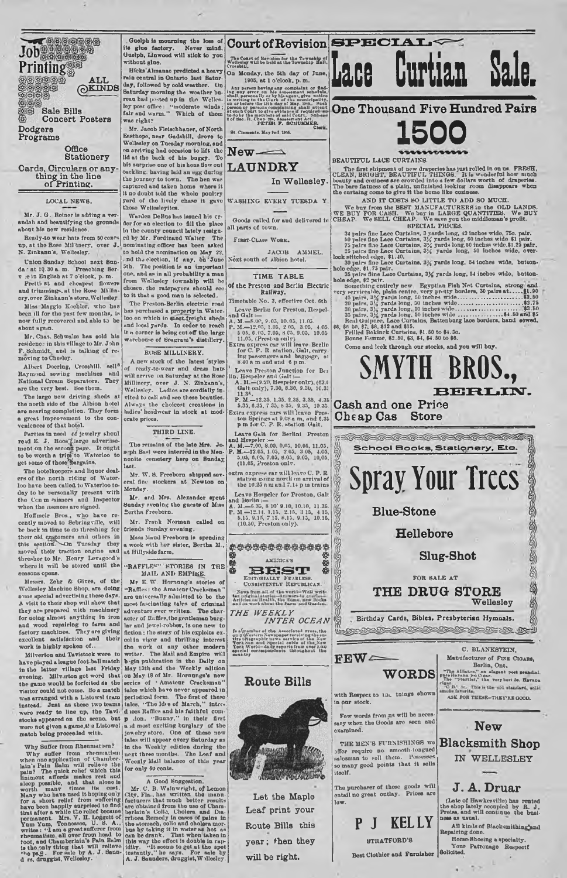# Job Printing

ALL KINDS

Sale Bills
Concert Posters
Dodgers
Programs

Office
Stationery

Cards, Circulars or anything in the line of Printing.

## LOCAL NEWS.

Mr. J. G. Reiner is adding a verandah and beautifying the grounds about his new residence.

Ready-to wear hats from 50 cents up, at the Rose Millinery, over J. N. Zinkann's, Wellesley.

Union Sunday School next Sunday at 10.30 a. m. Preaching Service in English at 7 o'clock, p. m.

Prettiest and cheapest flowers and trimmings, at the Rose Millinery, over Zinkann's store, Wellesley.

Miss Maggie Koehler, who has been ill for the past few months, is now fully recovered and able to be about again.

Mr. Chas. Schwalm has sold his residence in this village to Mr. John F. Schmidt, and is talking of removing to Chesley.

Albert Doering, Crosshill, sells Raymond sewing machines and National Cream Separators. They are the very best. See them.

The large new driving sheds at the north side of the Albion hotel are nearing completion. They form a great improvement to the conveniences of that hotel.

Parties in need of jewelry should read E. J. Rose's large advertisement on the second page. It ought to be worth a trip to Waterloo to get some of those bargains.

The hotelkeepers and liquor dealers of the north riding of Waterloo have been called to Waterloo today to be personally present with the Commissioners and Inspector when the licenses are signed.

Hoffmeir Bros., who have recently moved to Sebringville, will be back in time to do threshing for their old customers and others in this section. On Tuesday they moved their traction engine and thresher to Mr. Henry Levagood's where it will be stored until the seasons opens.

Messrs. Zehr & Gives, of the Wellesley Machine Shop, are doing some special advertising these days. A visit to their shop will show that they are prepared with machinery for doing almost anything in iron and wood repairing to farm and factory machines. They are giving excellent satisfaction and their work is highly spoken of.

Milverton and Tavistock were to have played a league foot-ball match in the latter village last Friday evening. Milverton got word that the game would be forfeited as the visitor could not come. So a match was arranged with a Listowel team instead. Just as these two teams were ready to line up, the Tavistocks appeared on the scene, but were not given a game, the Listowel match being proceeded with.

Why Suffer from Rheumatism?

Why suffer from rheumatism when one application of Chamberlain's Pain Balm will relieve the pain? The quick relief which this liniment affords makes rest and sleep possible, and that alone is worth many times its cost. Many who have used it hoping only for a short relief from suffering have been happily surprised to find that after a while the relief became permanent. Mrs. V. H. Leggett of Yum Yum, Tennessee, U. S. A., writes: "I am a great sufferer from rheumatism, all over from head to foot, and Chamberlain's Pain Balm is the only thing that will relieve the pain." For sale by A. J. Saunders, druggist, Wellesley.

Guelph is mourning the loss of its glue factory. Never mind, Guelph, Linwood will stick to you without glue.

Hicks' Almanac predicted a heavy rain central in Ontario last Saturday, followed by cold weather. On Saturday morning the weather bureau had posted up in the Wellesley post office: "moderate winds; fair and warm." Which of them was right?

Mr. Jacob Fleischhauer, of North Easthope, near Gadshill, drove to Wellesley on Tuesday morning, and on arriving had occasion to lift the lid at the back of his buggy. To his surprise one of his hens flew out cackling, having laid an egg during the journey to town. The hen was captured and taken home where it it no doubt told the whole poultry yard of the lively chase it gave those Wellesleyites.

Warden DeBus has issued his order for an election to fill the place in the county council lately resigned by Mr. Ferdinand Walter. The nominating officer has been asked to hold the nomination on May 22, and the election, if any, on June 5th. The position is an important one, and as in all probability a man from Wellesley township will be chosen, the ratepayers should see to it that a good man is selected.

The Preston-Berlin electric road has purchased a property in Waterloo on which to erect freight sheds and local yards. In order to reach it a corner is being cut off the large warehouse of Seagram's distillery.

## ROSE MILLINERY.

A new stock of the latest styles of ready-to-wear and dress hats will arrive on Saturday at the Rose Millinery, over J. N. Zinkann's, Wellesley. Ladies are cordially invited to call and see these beauties. Always the choicest creations in ladies' headwear in stock at moderate prices.

## THIRD LINE.

The remains of the late Mrs. Joseph Bast were interred in the Mennonite cemetery here on Sunday last.

Mr. W. S. Freeborn shipped several fine stockers at Newton on Monday.

Mr. and Mrs. Alexander spent Sunday evening the guests of Miss Bertha Freeborn.

Mr. Frank Norman called on friends Sunday evening.

Miss Maud Freeborn is spending a week with her sister, Bertha M., at Hillyside farm.

## "RAFFLES" STORIES IN THE MAIL AND EMPIRE.

Mr. E. W. Hornung's stories of "Raffles: the Amateur Cracksman" are universally admitted to be the most fascinating tales of criminal adventure ever written. The character of Raffles, the gentleman burglar and jewel-robber, is one new to fiction; the story of his exploits excel in vigor and thrilling interest the work of any other modern writer. The Mail and Empire will begin publication in the Daily on May 13th and the Weekly edition on May 18 of Mr. Hornung's new series of "Amateur Cracksman" tales which have never appeared in periodical form. The first of these tales, "The Ides of March," introduces Raffles and his faithful companion, "Bunny," in their first and most exciting burglary of the jewelry store. One of these new tales will appear every Saturday as in the Weekly edition during the next three months. The Leaf and Weekly Mail balance of this year for only 60 cents.

A Good Suggestion.

Mr. C. B. Wainwright, of Lemon City, Fla., has written the manufacturers that much better results are obtained from the use of Chamberlain's Colic, Cholera and Diarrhoea Remedy in cases of pains in the stomach, colic and cholera morbus by taking it in water as hot as can be drank. That when taken in this way the effect is double in rapidity. "It seems to get at the spot instantly," he says. For sale by A. J. Saunders, druggist, Wellesley.

## Court of Revision

The Court of Revision for the Township of Wellesley will be held at the Township Hall, Crosshill,

On Monday, the 5th day of June, 1905, at 1 o'clock, p. m.

Any person having any complaint or finding any error on his assessment schedule, shall personally or by his agent, give notice in writing to the Clerk of the municipality, on or before the 15th day of May, 1905. Such person or persons complaining shall attend at such Court to give evidence if required so to do by the members of said Court. Sub-sec. 2 of Sec. 71, Chap. 224, Assessment Act.

PETER F. SCHUMMER, Clerk.

St. Clements, May 2nd, 1905.

## New LAUNDRY

In Wellesley.

WASHING EVERY TUESDAY

Goods called for and delivered to all parts of town.

FIRST-CLASS WORK.

JACOB AMMEL.

Next south of Albion hotel.

## TIME TABLE

Of the Preston and Berlin Electric Railway.

Timetable No. 3, effective Oct. 6th

Leave Berlin for Preston, Hespeler and Galt:—
A. M.—8.00, 9.05, 10.05, 11.05.
P. M.—12.05, 1.05, 2.05, 3.05, 4.05, 5.05, 6.05, 7.05, 8.05, 9.05, 10.05, 11.05, (Preston only).
Extra express car will leave Berlin for C. P. R. station, Galt, carrying passengers and baggage, at 8.40 a m and and 6 p m.

Leave Preston Junction for Berlin, Hespeler and Galt:—
A. M.—(9.20, Hespeler only), (6.31 Galt only), 7.30, 8.30, 9.30, 10.31, 11.35.
P. M.—12.35, 1.35, 2.35, 3.35, 4.35, 5.35, 6.35, 7.35, 8.35, 9.35, 10.35.
Extra express cars will leave Preston Springs at 9.08 a m, and 6.35 p m for C. P. R. station Galt.

Leave Galt for Berlin, Preston and Hespeler:—
A. M.—7.00, 8.00, 9.05, 10.05, 11.05.
P. M.—12.05, 1.05, 2.05, 3.05, 4.05, 5.05, 6.05, 7.05, 8.05, 9.05, 10.05, (11.05, Preston only.)

Extra express car will leave C. P. R. station going north on arrival of the 10.25 a m and 7.14 p m trains

Leave Hespeler for Preston, Galt and Berlin:—
A. M.—6.35, 8.10, 9.10, 10.10, 11.35.
P. M.—12.15, 1.15, 2.15, 3.15, 4.15, 5.15, 6.15, 7.15, 8.15, 9.15, 10.15, (10.50, Preston only).

## AMERICA'S BEST

EDITORIALLY FEARLESS. CONSISTENTLY REPUBLICAN.

News from all of the world—Well written original stories—Answers to queries—Articles on Health, the Home, new Books and on work about the Farm and Garden.

## THE WEEKLY INTER OCEAN

Is a member of the Associated Press, the only Western Newspaper receiving the entire telegraphic news service of the New York Sun and special cable of the New York World—daily reports from over 2,000 special correspondents throughout the country.

## Route Bills

Let the Maple Leaf print your Route Bills this year; then they will be right.

# SPECIAL Lace Curtian Sale.

## One Thousand Five Hundred Pairs

# 1500

BEAUTIFUL LACE CURTAINS.

The first shipment of new draperies has just rolled in on us. FRESH, CLEAN, BRIGHT, BEAUTIFUL THINGS. It is wonderful how much beauty and coziness are crowded into a few dollars worth of draperies. The bare flatness of a plain, unfinished looking room disappears when the curtains come to give it the home like coziness.

AND IT COSTS SO LITTLE TO ADD SO MUCH.

We buy from the BEST MANUFACTURERS in the OLD LANDS. WE BUY FOR CASH. We buy in LARGE QUANTITIES. We BUY CHEAP. We SELL CHEAP. We save you the middleman's profit.

SPECIAL PRICES.

34 pairs fine Lace Curtains, 3 yards long, 42 inches wide, 75c. pair.
50 pairs fine Lace Curtains, 3½ yards long, 60 inches wide $1 pair.
75 pairs fine Lace Curtains, 3½ yards long, 50 inches wide $1.25 pair.
25 pairs fine Lace Curtains, 3½ yards long, 50 inches wide, overlock stitched edge, $1.40.
30 pairs fine Lace Curtains, 3½ yards long, 54 inches wide, buttonhole edge, $1.75 pair.
35 pairs fine Lace Curtains, 3¾ yards long, 54 inches wide, buttonhole edge, $2 pair.
Something entirely new Egyptian Fish Net Curtains, strong and very serviceable, plain centre, very pretty borders, 30 pairs at.....$1.90
45 pairs, 3½ yards long, 50 inches wide.....$2.50
20 pairs, 3½ yards long, 50 inches wide.....$2.75
30 pairs, 3½ yards long, 50 inches wide.....$3.50
35 pairs, 3½ yards long, 50 inches wide.....$4.50 and $5
Real Guipure, Lace Curtains, Battenburg lace borders, hand sewed, $6, $6.50, $7, $8, $12 and $15.
Frilled Bokinck Curtains, $1.50 to $4.50.
Bonne Femme, $2.50, $3, $4, $4.50 to $6.

Come and look through our stocks, and you will buy.

# SMYTH BROS., BERLIN.

Cash and one Price
Cheap Cash Store

School Books, Stationery, Etc.

# Spray Your Trees

Blue-Stone

Hellebore

Slug-Shot

FOR SALE AT

## THE DRUG STORE

Wellesley

Birthday Cards, Bibles, Presbyterian Hymnals.

## FEW WORDS

with Respect to the things shown in our stock.

Few words from us will be necessary when the Goods are seen and examined.

THE MEN'S FURNISHINGS we offer require no smooth-tongued salesman to sell them. Possesses so many good points that it sells itself.

The purchaser of these goods will entail no great outlay. Prices are low.

# P J KELLY

STRATFORD'S

Best Clothier and Furnisher

C. BLANKESTEIN,

Manufacturer of Fine Cigars,

Berlin, Ont.

"The Alliance," an elegant post prandial, pure Havana 10c Cigar.
The "Starlite," the very best 5c. Havana cigar.
"C. B." 5c. This is the old standard, solid smoke favorite.

ASK FOR THESE—THEY'RE GOOD.

## New Blacksmith Shop

IN WELLESLEY

## J. A. Druar

(Late of Hawkesville) has rented the shop lately occupied by R. J. Preiss, and will continue the business as usual.

All kinds of Blacksmithing and Repairing done.

Horse-Shoeing a specialty.

Your Patronage Respectfully Solicited.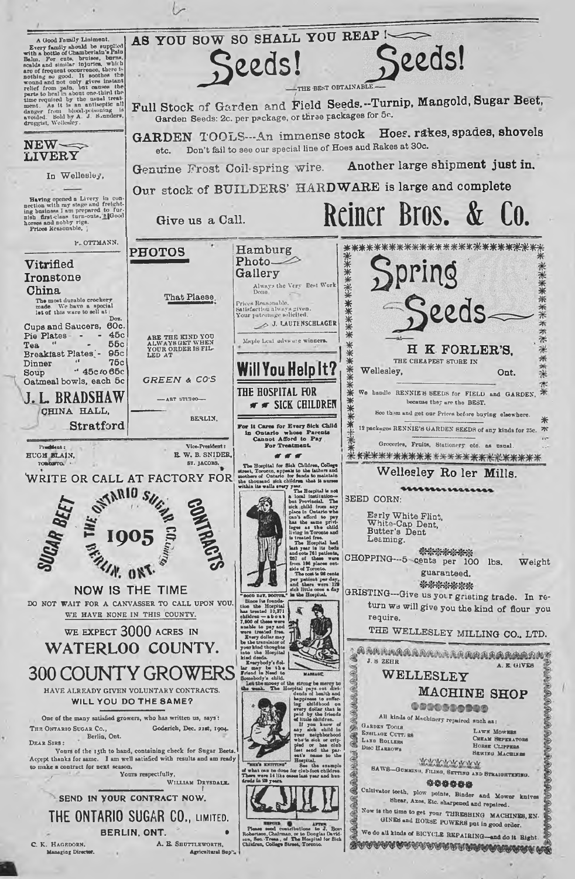A Good Family Liniment.

Every family should be supplied with a bottle of Chamberlain's Pain Balm. For cuts, bruises, burns, scalds and similar injuries, which are of frequent occurrence, there is nothing so good. It soothes the wound and not only gives instant relief from pain, but causes the parts to heal in about one-third the time required by the usual treatment. As it is an antiseptic all danger from blood-poisoning is avoided. Sold by A. J. Saunders, druggist, Wellesley.

## NEW LIVERY

In Wellesley,

Having opened a Livery in connection with my stage and freighting business I am prepared to furnish first-class turn-outs. Good horses and nobby rigs.
Prices Reasonable.

P. OTTMANN.

## Vitrified Ironstone China

The most durable crockery made. We have a special lot of this ware to sell at:

| | Doz. |
|---|---|
| Cups and Saucers, | 60c. |
| Pie Plates | 45c |
| Tea " | 55c |
| Breakfast Plates | 95c |
| Dinner " | 75c |
| Soup " | 45c to 65c |
| Oatmeal bowls, each | 5c |

## J. L. BRADSHAW

CHINA HALL,

Stratford

# AS YOU SOW SO SHALL YOU REAP!

# Seeds! Seeds!

—THE BEST OBTAINABLE.—

Full Stock of Garden and Field Seeds.--Turnip, Mangold, Sugar Beet,
Garden Seeds: 2c. per package, or three packages for 5c.

GARDEN TOOLS---An immense stock Hoes, rakes, spades, shovels etc. Don't fail to see our special line of Hoes and Rakes at 30c.

Genuine Frost Coil-spring wire. Another large shipment just in.

Our stock of BUILDERS' HARDWARE is large and complete

Give us a Call.

# Reiner Bros. & Co.

## PHOTOS

That Please

ARE THE KIND YOU ALWAYS GET WHEN YOUR ORDER IS FILLED AT

GREEN & CO'S

—ART STUDIO—

BERLIN.

## Hamburg Photo Gallery

Always the Very Best Work Done.

Prices Reasonable.
Satisfaction always given.
Your patronage solicited.

J. LAUTENSCHLAGER

Maple Leaf advs are winners.

# Spring Seeds

—at—

## H K FORLER'S,

THE CHEAPEST STORE IN

Wellesley, Ont.

We handle RENNIE'S SEEDS for FIELD and GARDEN, because they are the BEST.

See them and get our Prices before buying elsewhere.

12 packages RENNIE'S GARDEN SEEDS of any kinds for 25c.

Groceries, Fruits, Stationery etc. as usual.

President:
HUGH BLAIN,
TORONTO.

Vice-President:
E. W. B. SNIDER,
ST. JACOBS.

## WRITE OR CALL AT FACTORY FOR

SUGAR BEET — THE ONTARIO SUGAR CO., LIMITED — 1905 — BERLIN, ONT. — CONTRACTS

## NOW IS THE TIME

DO NOT WAIT FOR A CANVASSER TO CALL UPON YOU.
WE HAVE NONE IN THIS COUNTY.

WE EXPECT 3000 ACRES IN

## WATERLOO COUNTY.

## 300 COUNTY GROWERS

HAVE ALREADY GIVEN VOLUNTARY CONTRACTS.
WILL YOU DO THE SAME?

One of the many satisfied growers, who has written us, says:

THE ONTARIO SUGAR CO.,
Berlin, Ont.

Goderich, Dec. 21st, 1904.

DEAR SIRS:

Yours of the 15th to hand, containing check for Sugar Beets. Accept thanks for same. I am well satisfied with results and am ready to make a contract for next season.

Yours respectfully,
WILLIAM DRYSDALE.

SEND IN YOUR CONTRACT NOW.

## THE ONTARIO SUGAR CO., LIMITED.

BERLIN, ONT.

C. K. HAGEDORN,
Managing Director.

A. E. SHUTTLEWORTH,
Agricultural Sup't.

## Will You Help It?

## THE HOSPITAL FOR SICK CHILDREN

For It Cares for Every Sick Child in Ontario whose Parents Cannot Afford to Pay For Treatment.

The Hospital for Sick Children, College street, Toronto, appeals to the fathers and mothers of Ontario for funds to maintain the thousand sick children that it nurses within its walls every year.

The Hospital is not a local institution—but Provincial. The sick child from any place in Ontario who can't afford to pay has the same privileges as the child living in Toronto and is treated free.

The Hospital had last year in its beds and cots 761 patients, 267 of these were from 196 places outside of Toronto.

The cost is 96 cents per patient per day, and there were 129 sick little ones a day in the Hospital.

"GOOD DAY, DOCTOR."

Since its foundation the Hospital has treated 10,271 children—about 7,500 of these were unable to pay and were treated free.

Every dollar may be the translator of your kind thoughts into the Hospital kind deeds.

Everybody's dollar may be the Friend in Need to Somebody's child.

MASSAGE.

Let the money of the strong be mercy to the weak. The Hospital pays out dividends of health and happiness to suffering childhood on every dollar that is paid by the friends of little children.

If you know of any sick child in your neighborhood who's sick or crippled or has club feet send the parent's name to the Hospital.

"SHE'S KNITTING"

See the example of what can be done for club-foot children. There were 14 like cases last year and hundreds in 29 years.

BEFORE — AFTER

Please send contributions to J. Ross Robertson, Chairman, or to Douglas Davidson, Sec.-Treas., of The Hospital for Sick Children, College Street, Toronto.

## Wellesley Roller Mills.

SEED CORN:

- Early White Flint,
- White-Cap Dent,
- Butter's Dent
- Leaming.

CHOPPING---5 cents per 100 lbs. Weight guaranteed.

GRISTING---Give us your gristing trade. In return we will give you the kind of flour you require.

THE WELLESLEY MILLING CO., LTD.

J. S. ZEHR — A. E. GIVES

## WELLESLEY MACHINE SHOP

All kinds of Machinery repaired such as:

| | |
|---|---|
| GARDEN TOOLS | LAWN MOWERS |
| ENSILAGE CUTTERS | CREAM SEPERATORS |
| LAND ROLLERS | HORSE CLIPPERS |
| DISC HARROWS | SEWING MACHINES |

SAWS—GUMMING, FILING, SETTING AND STRAIGHTENING.

Cultivator teeth, plow points, Binder and Mower knives Shear, Axes, Etc. sharpened and repaired.

Now is the time to get your THRESHING MACHINES, ENGINES and HORSE POWERS put in good order.

We do all kinds of BICYCLE REPAIRING—and do it Right.